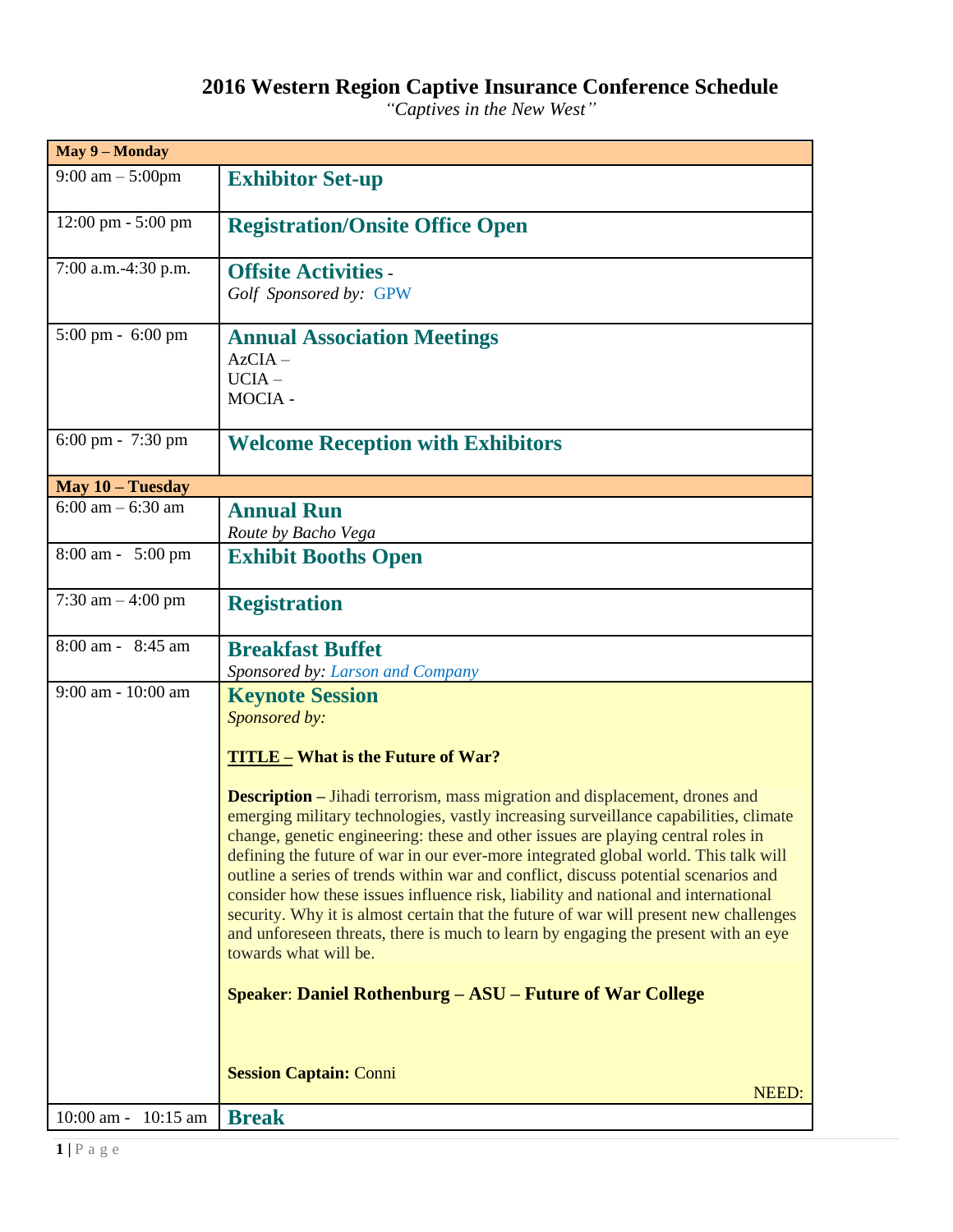# 2016 Western Region Captive Insurance Conference Schedule

*"Captives in the New West"*

| **May 9 – Monday** | |
|---|---|
| 9:00 am – 5:00pm | **Exhibitor Set-up** |
| 12:00 pm - 5:00 pm | **Registration/Onsite Office Open** |
| 7:00 a.m.-4:30 p.m. | **Offsite Activities** - *Golf Sponsored by:* GPW |
| 5:00 pm - 6:00 pm | **Annual Association Meetings** AzCIA – UCIA – MOCIA - |
| 6:00 pm - 7:30 pm | **Welcome Reception with Exhibitors** |
| **May 10 – Tuesday** | |
| 6:00 am – 6:30 am | **Annual Run** *Route by Bacho Vega* |
| 8:00 am - 5:00 pm | **Exhibit Booths Open** |
| 7:30 am – 4:00 pm | **Registration** |
| 8:00 am - 8:45 am | **Breakfast Buffet** *Sponsored by: Larson and Company* |
| 9:00 am - 10:00 am | **Keynote Session** *Sponsored by:* <br><br> **TITLE – What is the Future of War?** <br><br> **Description –** Jihadi terrorism, mass migration and displacement, drones and emerging military technologies, vastly increasing surveillance capabilities, climate change, genetic engineering: these and other issues are playing central roles in defining the future of war in our ever-more integrated global world. This talk will outline a series of trends within war and conflict, discuss potential scenarios and consider how these issues influence risk, liability and national and international security. Why it is almost certain that the future of war will present new challenges and unforeseen threats, there is much to learn by engaging the present with an eye towards what will be. <br><br> **Speaker**: **Daniel Rothenburg – ASU – Future of War College** <br><br> **Session Captain:** Conni <br><br> NEED: |
| 10:00 am - 10:15 am | **Break** |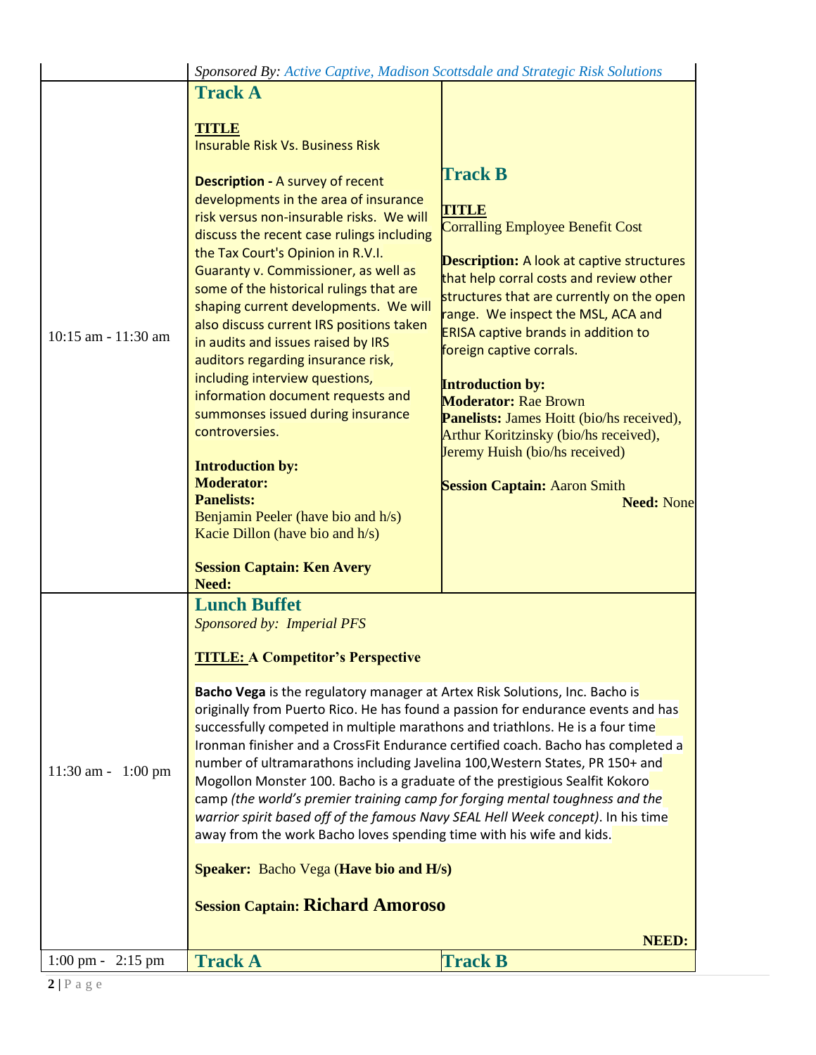| | | |
|---|---|---|
| | *Sponsored By: Active Captive, Madison Scottsdale and Strategic Risk Solutions* | |
| 10:15 am - 11:30 am | **Track A**<br><br>**TITLE**<br>Insurable Risk Vs. Business Risk<br><br>**Description -** A survey of recent developments in the area of insurance risk versus non-insurable risks. We will discuss the recent case rulings including the Tax Court's Opinion in R.V.I. Guaranty v. Commissioner, as well as some of the historical rulings that are shaping current developments. We will also discuss current IRS positions taken in audits and issues raised by IRS auditors regarding insurance risk, including interview questions, information document requests and summonses issued during insurance controversies.<br><br>**Introduction by:**<br>**Moderator:**<br>**Panelists:**<br>Benjamin Peeler (have bio and h/s)<br>Kacie Dillon (have bio and h/s)<br><br>**Session Captain: Ken Avery**<br>**Need:** | **Track B**<br><br>**TITLE**<br>Corralling Employee Benefit Cost<br><br>**Description:** A look at captive structures that help corral costs and review other structures that are currently on the open range. We inspect the MSL, ACA and ERISA captive brands in addition to foreign captive corrals.<br><br>**Introduction by:**<br>**Moderator:** Rae Brown<br>**Panelists:** James Hoitt (bio/hs received), Arthur Koritzinsky (bio/hs received), Jeremy Huish (bio/hs received)<br><br>**Session Captain:** Aaron Smith<br>**Need:** None |
| 11:30 am - 1:00 pm | **Lunch Buffet**<br>*Sponsored by: Imperial PFS*<br><br>**TITLE: A Competitor's Perspective**<br><br>**Bacho Vega** is the regulatory manager at Artex Risk Solutions, Inc. Bacho is originally from Puerto Rico. He has found a passion for endurance events and has successfully competed in multiple marathons and triathlons. He is a four time Ironman finisher and a CrossFit Endurance certified coach. Bacho has completed a number of ultramarathons including Javelina 100,Western States, PR 150+ and Mogollon Monster 100. Bacho is a graduate of the prestigious Sealfit Kokoro camp *(the world's premier training camp for forging mental toughness and the warrior spirit based off of the famous Navy SEAL Hell Week concept)*. In his time away from the work Bacho loves spending time with his wife and kids.<br><br>**Speaker:** Bacho Vega (**Have bio and H/s)**<br><br>**Session Captain: Richard Amoroso**<br><br>**NEED:** | |
| 1:00 pm - 2:15 pm | **Track A** | **Track B** |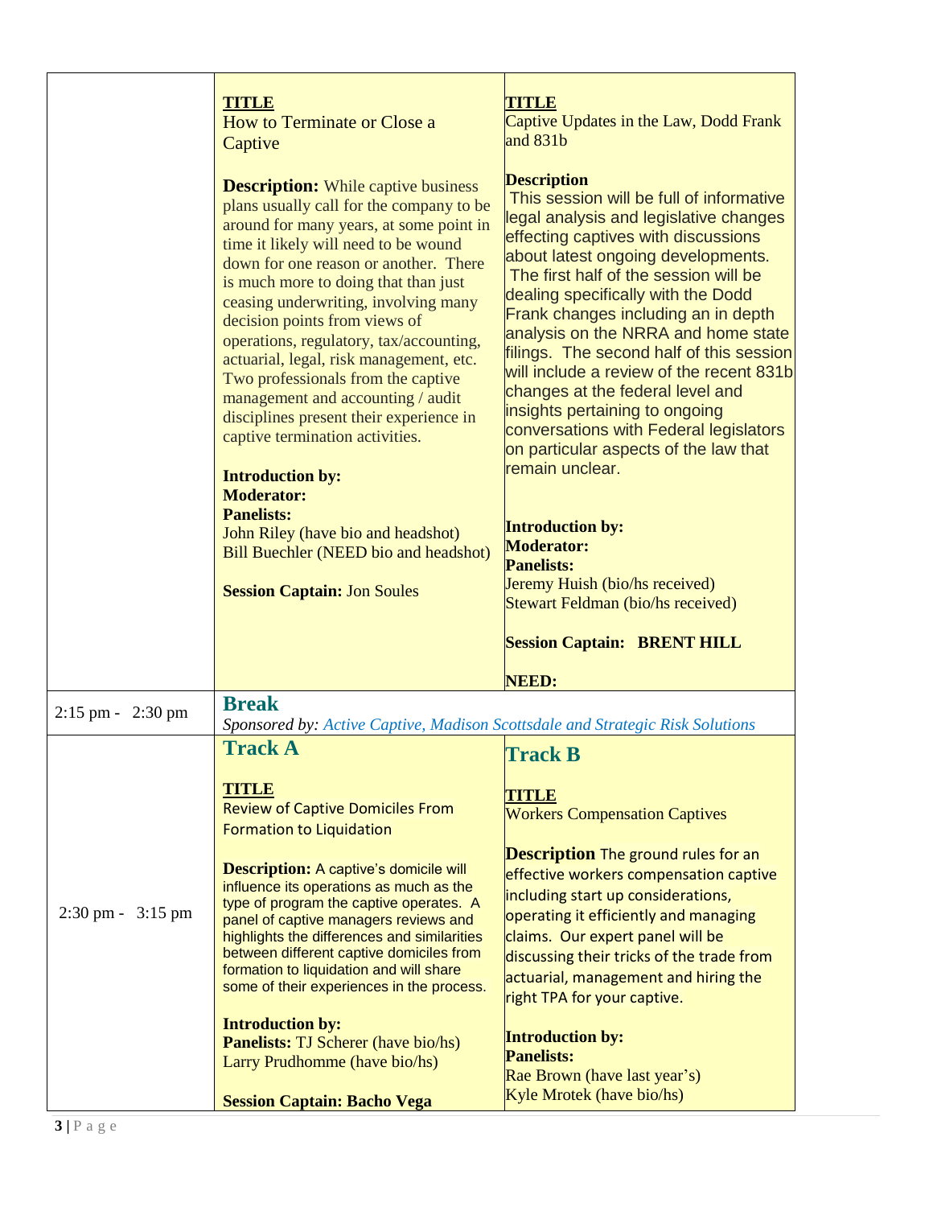| | | |
|---|---|---|
| | **TITLE**<br>How to Terminate or Close a Captive<br><br>**Description:** While captive business plans usually call for the company to be around for many years, at some point in time it likely will need to be wound down for one reason or another. There is much more to doing that than just ceasing underwriting, involving many decision points from views of operations, regulatory, tax/accounting, actuarial, legal, risk management, etc. Two professionals from the captive management and accounting / audit disciplines present their experience in captive termination activities.<br><br>**Introduction by:**<br>**Moderator:**<br>**Panelists:**<br>John Riley (have bio and headshot)<br>Bill Buechler (NEED bio and headshot)<br><br>**Session Captain:** Jon Soules | **TITLE**<br>Captive Updates in the Law, Dodd Frank and 831b<br><br>**Description**<br>This session will be full of informative legal analysis and legislative changes effecting captives with discussions about latest ongoing developments. The first half of the session will be dealing specifically with the Dodd Frank changes including an in depth analysis on the NRRA and home state filings. The second half of this session will include a review of the recent 831b changes at the federal level and insights pertaining to ongoing conversations with Federal legislators on particular aspects of the law that remain unclear.<br><br>**Introduction by:**<br>**Moderator:**<br>**Panelists:**<br>Jeremy Huish (bio/hs received)<br>Stewart Feldman (bio/hs received)<br><br>**Session Captain: BRENT HILL**<br><br>**NEED:** |
| 2:15 pm - 2:30 pm | **Break**<br>*Sponsored by: Active Captive, Madison Scottsdale and Strategic Risk Solutions* | |
| 2:30 pm - 3:15 pm | **Track A**<br><br>**TITLE**<br>Review of Captive Domiciles From Formation to Liquidation<br><br>**Description:** A captive's domicile will influence its operations as much as the type of program the captive operates. A panel of captive managers reviews and highlights the differences and similarities between different captive domiciles from formation to liquidation and will share some of their experiences in the process.<br><br>**Introduction by:**<br>**Panelists:** TJ Scherer (have bio/hs)<br>Larry Prudhomme (have bio/hs)<br><br>**Session Captain: Bacho Vega** | **Track B**<br><br>**TITLE**<br>Workers Compensation Captives<br><br>**Description** The ground rules for an effective workers compensation captive including start up considerations, operating it efficiently and managing claims. Our expert panel will be discussing their tricks of the trade from actuarial, management and hiring the right TPA for your captive.<br><br>**Introduction by:**<br>**Panelists:**<br>Rae Brown (have last year's)<br>Kyle Mrotek (have bio/hs) |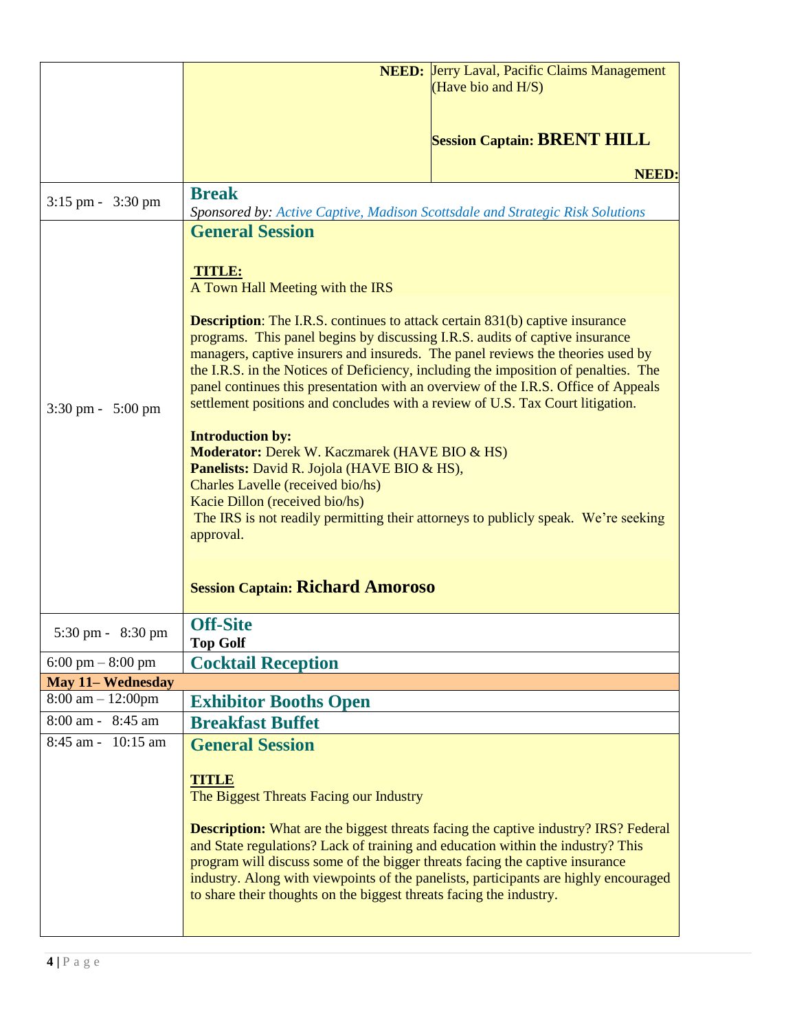| | | |
|---|---|---|
| | **NEED:** | Jerry Laval, Pacific Claims Management (Have bio and H/S)<br><br>**Session Captain: BRENT HILL**<br><br>**NEED:** |
| 3:15 pm - 3:30 pm | **Break**<br>*Sponsored by: Active Captive, Madison Scottsdale and Strategic Risk Solutions* | |
| 3:30 pm - 5:00 pm | **General Session**<br><br>**TITLE:**<br>A Town Hall Meeting with the IRS<br><br>**Description**: The I.R.S. continues to attack certain 831(b) captive insurance programs. This panel begins by discussing I.R.S. audits of captive insurance managers, captive insurers and insureds. The panel reviews the theories used by the I.R.S. in the Notices of Deficiency, including the imposition of penalties. The panel continues this presentation with an overview of the I.R.S. Office of Appeals settlement positions and concludes with a review of U.S. Tax Court litigation.<br><br>**Introduction by:**<br>**Moderator:** Derek W. Kaczmarek (HAVE BIO & HS)<br>**Panelists:** David R. Jojola (HAVE BIO & HS),<br>Charles Lavelle (received bio/hs)<br>Kacie Dillon (received bio/hs)<br>The IRS is not readily permitting their attorneys to publicly speak. We're seeking approval.<br><br>**Session Captain: Richard Amoroso** | |
| 5:30 pm - 8:30 pm | **Off-Site**<br>**Top Golf** | |
| 6:00 pm – 8:00 pm | **Cocktail Reception** | |
| **May 11– Wednesday** | | |
| 8:00 am – 12:00pm | **Exhibitor Booths Open** | |
| 8:00 am - 8:45 am | **Breakfast Buffet** | |
| 8:45 am - 10:15 am | **General Session**<br><br>**TITLE**<br>The Biggest Threats Facing our Industry<br><br>**Description:** What are the biggest threats facing the captive industry? IRS? Federal and State regulations? Lack of training and education within the industry? This program will discuss some of the bigger threats facing the captive insurance industry. Along with viewpoints of the panelists, participants are highly encouraged to share their thoughts on the biggest threats facing the industry. | |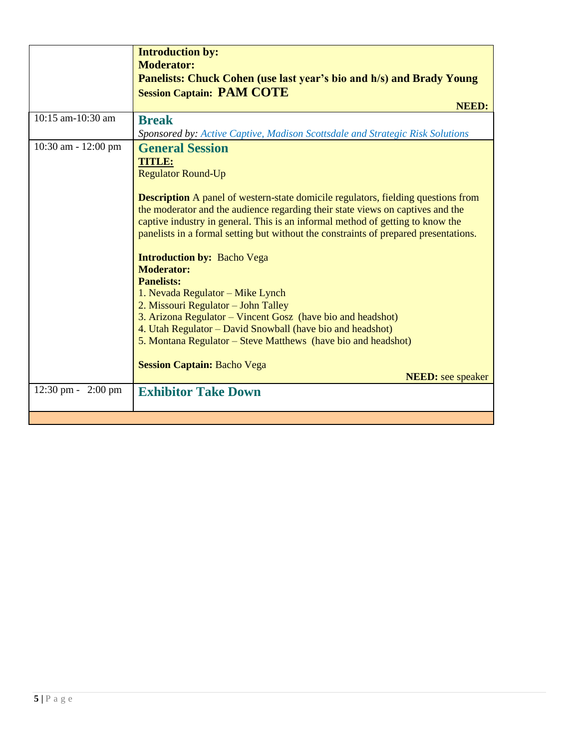| | |
|---|---|
| | **Introduction by:**<br>**Moderator:**<br>**Panelists: Chuck Cohen (use last year's bio and h/s) and Brady Young**<br>**Session Captain: PAM COTE**<br>**NEED:** |
| 10:15 am-10:30 am | **Break**<br>*Sponsored by: Active Captive, Madison Scottsdale and Strategic Risk Solutions* |
| 10:30 am - 12:00 pm | **General Session**<br>**TITLE:**<br>Regulator Round-Up<br><br>**Description** A panel of western-state domicile regulators, fielding questions from the moderator and the audience regarding their state views on captives and the captive industry in general. This is an informal method of getting to know the panelists in a formal setting but without the constraints of prepared presentations.<br><br>**Introduction by:** Bacho Vega<br>**Moderator:**<br>**Panelists:**<br>1. Nevada Regulator – Mike Lynch<br>2. Missouri Regulator – John Talley<br>3. Arizona Regulator – Vincent Gosz (have bio and headshot)<br>4. Utah Regulator – David Snowball (have bio and headshot)<br>5. Montana Regulator – Steve Matthews (have bio and headshot)<br><br>**Session Captain:** Bacho Vega<br>**NEED:** see speaker |
| 12:30 pm - 2:00 pm | **Exhibitor Take Down** |
| | |